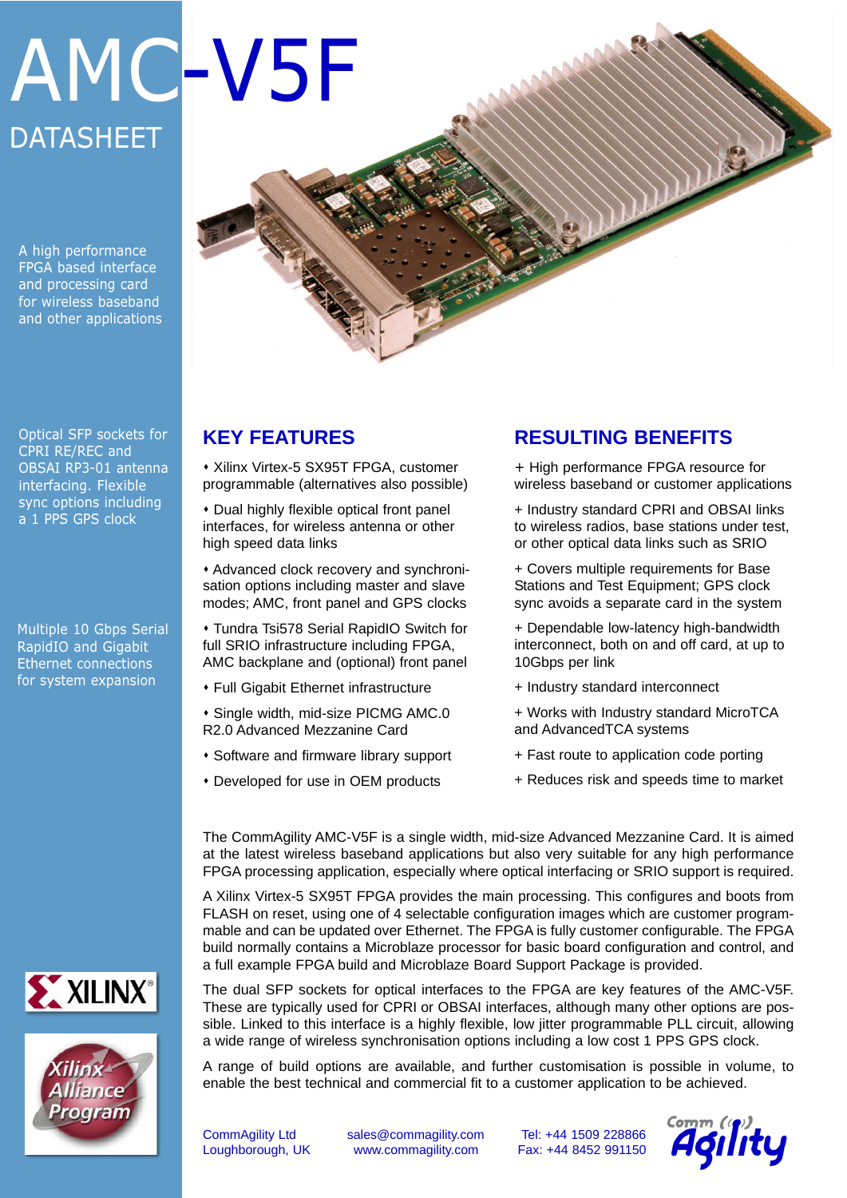# AMC-V5F

## DATASHEET

A high performance FPGA based interface and processing card for wireless baseband and other applications

Optical SFP sockets for CPRI RE/REC and OBSAI RP3-01 antenna interfacing. Flexible sync options including a 1 PPS GPS clock

Multiple 10 Gbps Serial RapidIO and Gigabit Ethernet connections for system expansion

## KEY FEATURES

- Xilinx Virtex-5 SX95T FPGA, customer programmable (alternatives also possible)
- Dual highly flexible optical front panel interfaces, for wireless antenna or other high speed data links
- Advanced clock recovery and synchronisation options including master and slave modes; AMC, front panel and GPS clocks
- Tundra Tsi578 Serial RapidIO Switch for full SRIO infrastructure including FPGA, AMC backplane and (optional) front panel
- Full Gigabit Ethernet infrastructure
- Single width, mid-size PICMG AMC.0 R2.0 Advanced Mezzanine Card
- Software and firmware library support
- Developed for use in OEM products

## RESULTING BENEFITS

+ High performance FPGA resource for wireless baseband or customer applications

+ Industry standard CPRI and OBSAI links to wireless radios, base stations under test, or other optical data links such as SRIO

+ Covers multiple requirements for Base Stations and Test Equipment; GPS clock sync avoids a separate card in the system

+ Dependable low-latency high-bandwidth interconnect, both on and off card, at up to 10Gbps per link

+ Industry standard interconnect

+ Works with Industry standard MicroTCA and AdvancedTCA systems

+ Fast route to application code porting

+ Reduces risk and speeds time to market

The CommAgility AMC-V5F is a single width, mid-size Advanced Mezzanine Card. It is aimed at the latest wireless baseband applications but also very suitable for any high performance FPGA processing application, especially where optical interfacing or SRIO support is required.

A Xilinx Virtex-5 SX95T FPGA provides the main processing. This configures and boots from FLASH on reset, using one of 4 selectable configuration images which are customer programmable and can be updated over Ethernet. The FPGA is fully customer configurable. The FPGA build normally contains a Microblaze processor for basic board configuration and control, and a full example FPGA build and Microblaze Board Support Package is provided.

The dual SFP sockets for optical interfaces to the FPGA are key features of the AMC-V5F. These are typically used for CPRI or OBSAI interfaces, although many other options are possible. Linked to this interface is a highly flexible, low jitter programmable PLL circuit, allowing a wide range of wireless synchronisation options including a low cost 1 PPS GPS clock.

A range of build options are available, and further customisation is possible in volume, to enable the best technical and commercial fit to a customer application to be achieved.

XILINX®

Xilinx Alliance Program

CommAgility Ltd
Loughborough, UK

sales@commagility.com
www.commagility.com

Tel: +44 1509 228866
Fax: +44 8452 991150

CommAgility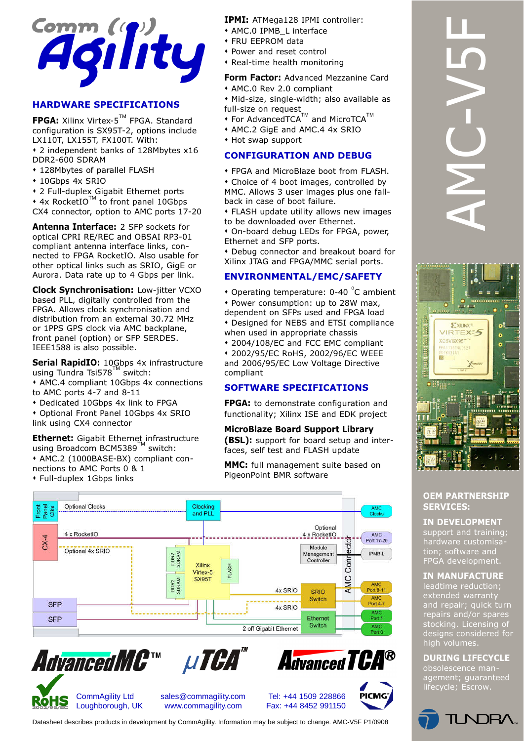# AMC-V5F

## HARDWARE SPECIFICATIONS

**FPGA:** Xilinx Virtex-5™ FPGA. Standard configuration is SX95T-2, options include LX110T, LX155T, FX100T. With:
- 2 independent banks of 128Mbytes x16 DDR2-600 SDRAM
- 128Mbytes of parallel FLASH
- 10Gbps 4x SRIO
- 2 Full-duplex Gigabit Ethernet ports
- 4x RocketIO™ to front panel 10Gbps CX4 connector, option to AMC ports 17-20

**Antenna Interface:** 2 SFP sockets for optical CPRI RE/REC and OBSAI RP3-01 compliant antenna interface links, connected to FPGA RocketIO. Also usable for other optical links such as SRIO, GigE or Aurora. Data rate up to 4 Gbps per link.

**Clock Synchronisation:** Low-jitter VCXO based PLL, digitally controlled from the FPGA. Allows clock synchronisation and distribution from an external 30.72 MHz or 1PPS GPS clock via AMC backplane, front panel (option) or SFP SERDES. IEEE1588 is also possible.

**Serial RapidIO:** 10Gbps 4x infrastructure using Tundra Tsi578™ switch:
- AMC.4 compliant 10Gbps 4x connections to AMC ports 4-7 and 8-11
- Dedicated 10Gbps 4x link to FPGA
- Optional Front Panel 10Gbps 4x SRIO link using CX4 connector

**Ethernet:** Gigabit Ethernet infrastructure using Broadcom BCM5389™ switch:
- AMC.2 (1000BASE-BX) compliant connections to AMC Ports 0 & 1
- Full-duplex 1Gbps links

**IPMI:** ATMega128 IPMI controller:
- AMC.0 IPMB_L interface
- FRU EEPROM data
- Power and reset control
- Real-time health monitoring

**Form Factor:** Advanced Mezzanine Card
- AMC.0 Rev 2.0 compliant
- Mid-size, single-width; also available as full-size on request
- For AdvancedTCA™ and MicroTCA™
- AMC.2 GigE and AMC.4 4x SRIO
- Hot swap support

## CONFIGURATION AND DEBUG

- FPGA and MicroBlaze boot from FLASH.
- Choice of 4 boot images, controlled by MMC. Allows 3 user images plus one fall-back in case of boot failure.
- FLASH update utility allows new images to be downloaded over Ethernet.
- On-board debug LEDs for FPGA, power, Ethernet and SFP ports.
- Debug connector and breakout board for Xilinx JTAG and FPGA/MMC serial ports.

## ENVIRONMENTAL/EMC/SAFETY

- Operating temperature: 0-40 °C ambient
- Power consumption: up to 28W max, dependent on SFPs used and FPGA load
- Designed for NEBS and ETSI compliance when used in appropriate chassis
- 2004/108/EC and FCC EMC compliant
- 2002/95/EC RoHS, 2002/96/EC WEEE and 2006/95/EC Low Voltage Directive compliant

## SOFTWARE SPECIFICATIONS

**FPGA:** to demonstrate configuration and functionality; Xilinx ISE and EDK project

**MicroBlaze Board Support Library (BSL):** support for board setup and interfaces, self test and FLASH update

**MMC:** full management suite based on PigeonPoint BMR software

Front Panel Clks
Optional Clocks
Clocking and PLL
AMC Clocks
CX-4
4 x RocketIO
Optional 4 x RocketIO
AMC Port 17-20
Optional 4x SRIO
Module Management Controller
IPMB-L
DDR2 SDRAM
Xilinx Virtex-5 SX95T
FLASH
DDR2 SDRAM
AMC Connector
4x SRIO
SRIO Switch
AMC Port 8-11
AMC Port 4-7
SFP
4x SRIO
SFP
Ethernet Switch
AMC Port 1
2 off Gigabit Ethernet
AMC Port 0

## OEM PARTNERSHIP SERVICES:

**IN DEVELOPMENT**
support and training; hardware customisation; software and FPGA development.

**IN MANUFACTURE**
leadtime reduction; extended warranty and repair; quick turn repairs and/or spares stocking. Licensing of designs considered for high volumes.

**DURING LIFECYCLE**
obsolescence management; guaranteed lifecycle; Escrow.

CommAgility Ltd
Loughborough, UK

sales@commagility.com
www.commagility.com

Tel: +44 1509 228866
Fax: +44 8452 991150

Datasheet describes products in development by CommAgility. Information may be subject to change. AMC-V5F P1/0908